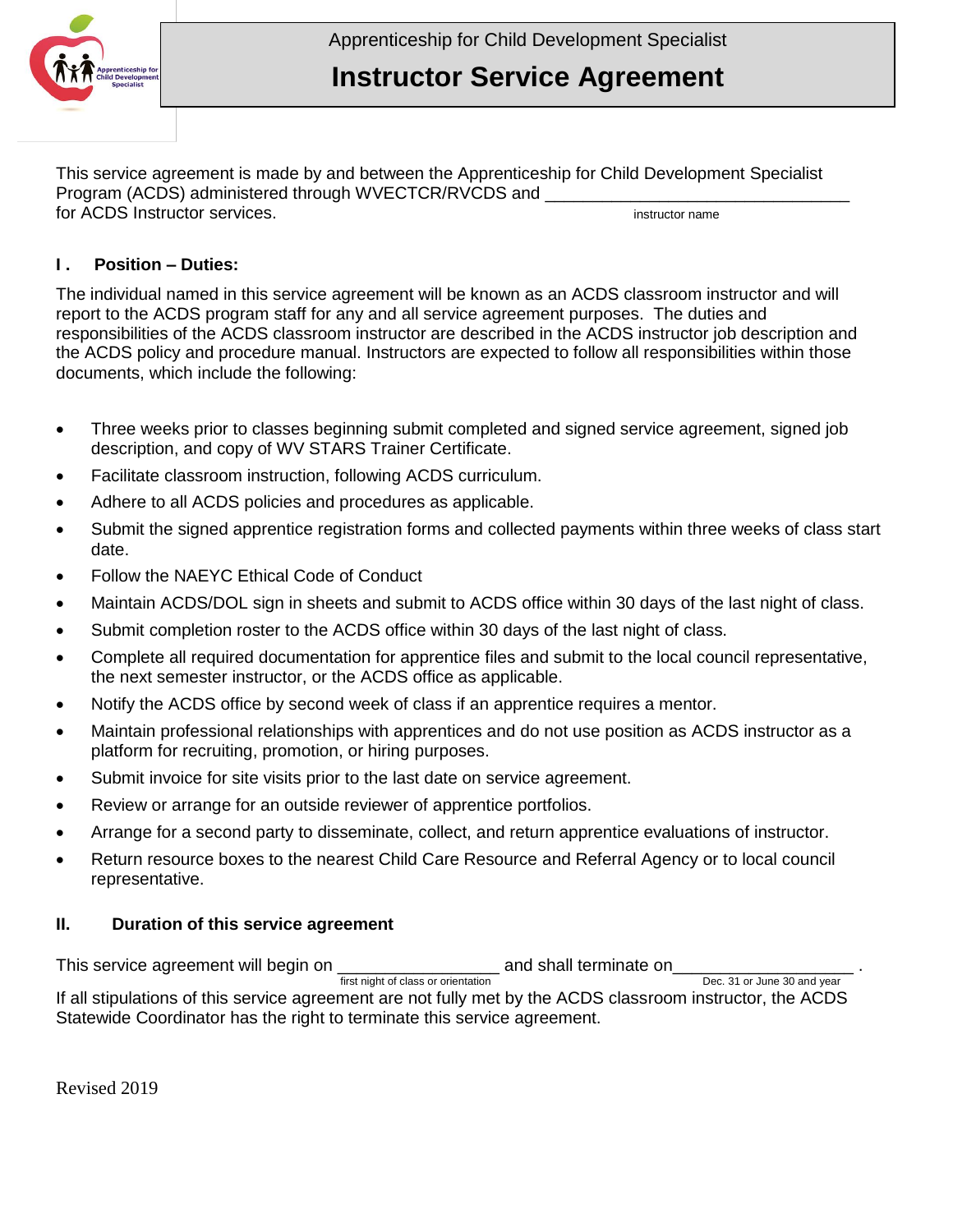Apprenticeship for Child Development Specialist

# Instructor Service Agreement

This service agreement is made by and between the Apprenticeship for Child Development Specialist Program (ACDS) administered through WVECTCR/RVCDS and ________________________________ for ACDS Instructor services.
instructor name

## I. Position – Duties:

The individual named in this service agreement will be known as an ACDS classroom instructor and will report to the ACDS program staff for any and all service agreement purposes. The duties and responsibilities of the ACDS classroom instructor are described in the ACDS instructor job description and the ACDS policy and procedure manual. Instructors are expected to follow all responsibilities within those documents, which include the following:

- Three weeks prior to classes beginning submit completed and signed service agreement, signed job description, and copy of WV STARS Trainer Certificate.
- Facilitate classroom instruction, following ACDS curriculum.
- Adhere to all ACDS policies and procedures as applicable.
- Submit the signed apprentice registration forms and collected payments within three weeks of class start date.
- Follow the NAEYC Ethical Code of Conduct
- Maintain ACDS/DOL sign in sheets and submit to ACDS office within 30 days of the last night of class.
- Submit completion roster to the ACDS office within 30 days of the last night of class.
- Complete all required documentation for apprentice files and submit to the local council representative, the next semester instructor, or the ACDS office as applicable.
- Notify the ACDS office by second week of class if an apprentice requires a mentor.
- Maintain professional relationships with apprentices and do not use position as ACDS instructor as a platform for recruiting, promotion, or hiring purposes.
- Submit invoice for site visits prior to the last date on service agreement.
- Review or arrange for an outside reviewer of apprentice portfolios.
- Arrange for a second party to disseminate, collect, and return apprentice evaluations of instructor.
- Return resource boxes to the nearest Child Care Resource and Referral Agency or to local council representative.

## II. Duration of this service agreement

This service agreement will begin on _________________ (first night of class or orientation) and shall terminate on___________________ (Dec. 31 or June 30 and year).

If all stipulations of this service agreement are not fully met by the ACDS classroom instructor, the ACDS Statewide Coordinator has the right to terminate this service agreement.

Revised 2019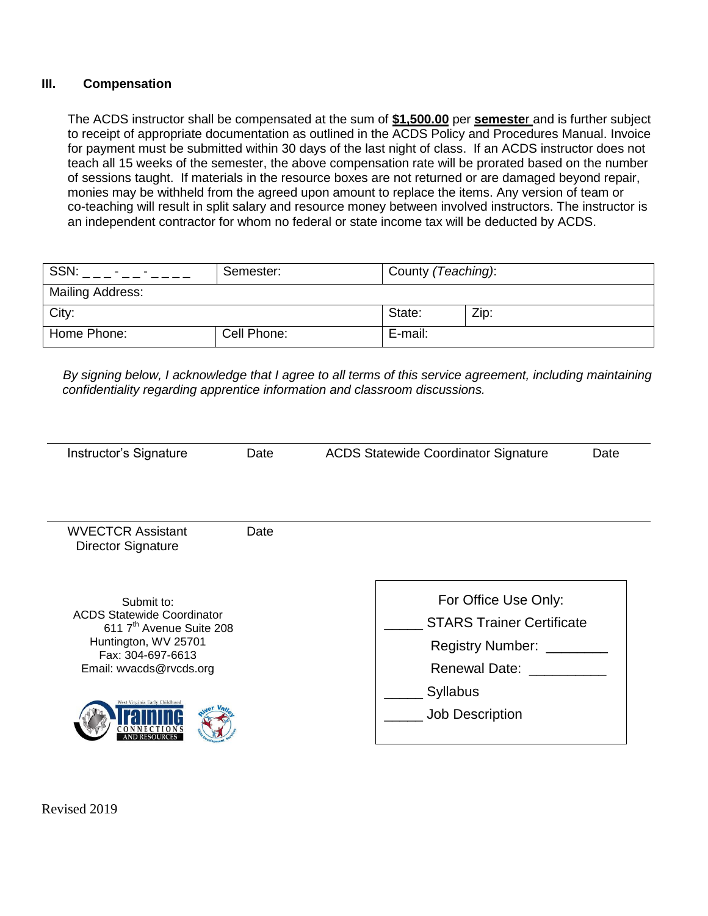### III. Compensation

The ACDS instructor shall be compensated at the sum of **$1,500.00** per **semester** and is further subject to receipt of appropriate documentation as outlined in the ACDS Policy and Procedures Manual. Invoice for payment must be submitted within 30 days of the last night of class. If an ACDS instructor does not teach all 15 weeks of the semester, the above compensation rate will be prorated based on the number of sessions taught. If materials in the resource boxes are not returned or are damaged beyond repair, monies may be withheld from the agreed upon amount to replace the items. Any version of team or co-teaching will result in split salary and resource money between involved instructors. The instructor is an independent contractor for whom no federal or state income tax will be deducted by ACDS.

| SSN: _ _ _ - _ _ - _ _ _ _ | Semester: | County *(Teaching)*: | |
|---|---|---|---|
| Mailing Address: | | | |
| City: | | State: | Zip: |
| Home Phone: | Cell Phone: | E-mail: | |

*By signing below, I acknowledge that I agree to all terms of this service agreement, including maintaining confidentiality regarding apprentice information and classroom discussions.*

Instructor's Signature    Date    ACDS Statewide Coordinator Signature    Date

WVECTCR Assistant Director Signature    Date

Submit to:
ACDS Statewide Coordinator
611 7th Avenue Suite 208
Huntington, WV 25701
Fax: 304-697-6613
Email: wvacds@rvcds.org

For Office Use Only:
_____ STARS Trainer Certificate
Registry Number: ________
Renewal Date: __________
_____ Syllabus
_____ Job Description

Revised 2019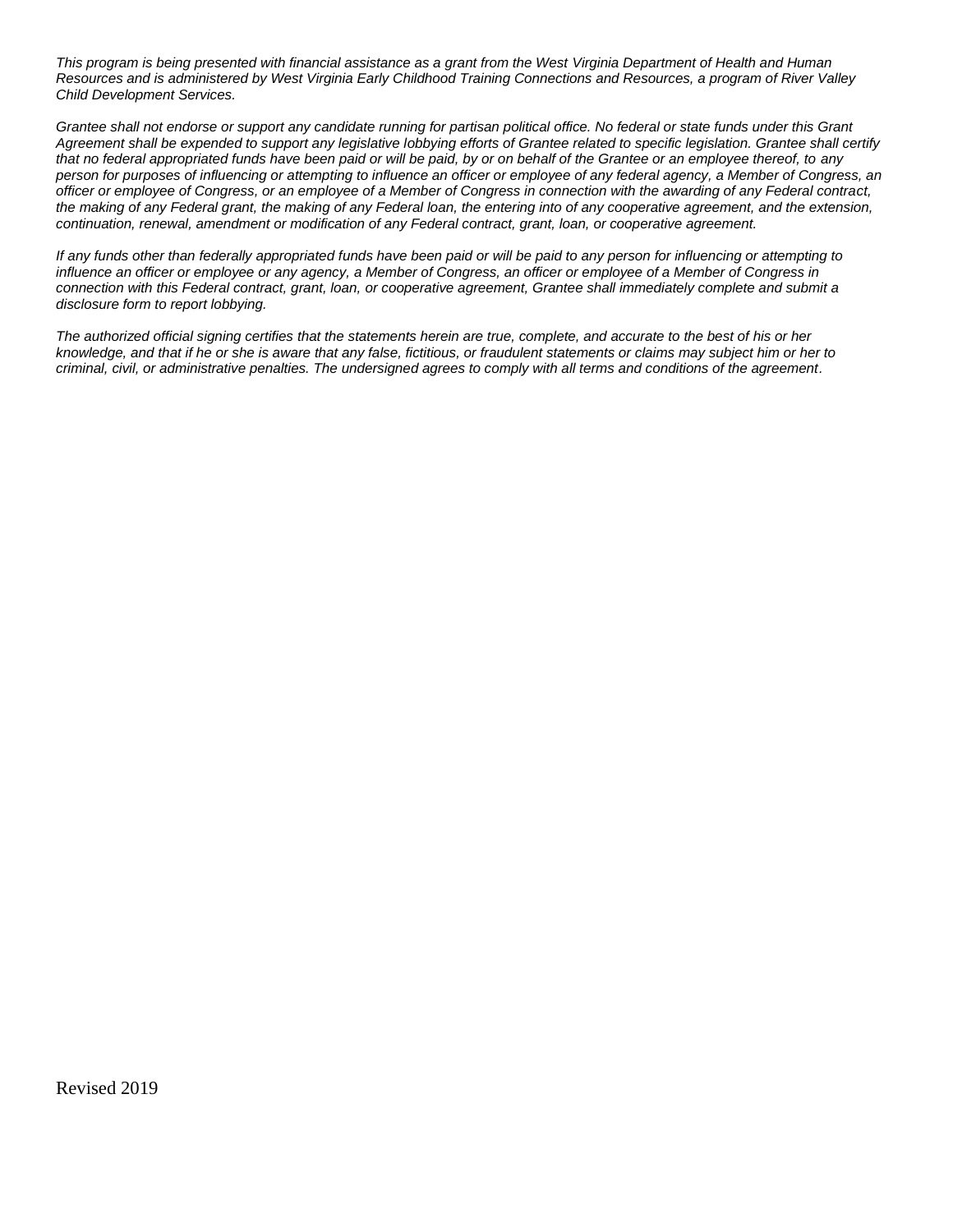*This program is being presented with financial assistance as a grant from the West Virginia Department of Health and Human Resources and is administered by West Virginia Early Childhood Training Connections and Resources, a program of River Valley Child Development Services.*

*Grantee shall not endorse or support any candidate running for partisan political office. No federal or state funds under this Grant Agreement shall be expended to support any legislative lobbying efforts of Grantee related to specific legislation. Grantee shall certify that no federal appropriated funds have been paid or will be paid, by or on behalf of the Grantee or an employee thereof, to any person for purposes of influencing or attempting to influence an officer or employee of any federal agency, a Member of Congress, an officer or employee of Congress, or an employee of a Member of Congress in connection with the awarding of any Federal contract, the making of any Federal grant, the making of any Federal loan, the entering into of any cooperative agreement, and the extension, continuation, renewal, amendment or modification of any Federal contract, grant, loan, or cooperative agreement.*

*If any funds other than federally appropriated funds have been paid or will be paid to any person for influencing or attempting to influence an officer or employee or any agency, a Member of Congress, an officer or employee of a Member of Congress in connection with this Federal contract, grant, loan, or cooperative agreement, Grantee shall immediately complete and submit a disclosure form to report lobbying.*

*The authorized official signing certifies that the statements herein are true, complete, and accurate to the best of his or her knowledge, and that if he or she is aware that any false, fictitious, or fraudulent statements or claims may subject him or her to criminal, civil, or administrative penalties. The undersigned agrees to comply with all terms and conditions of the agreement.*

Revised 2019